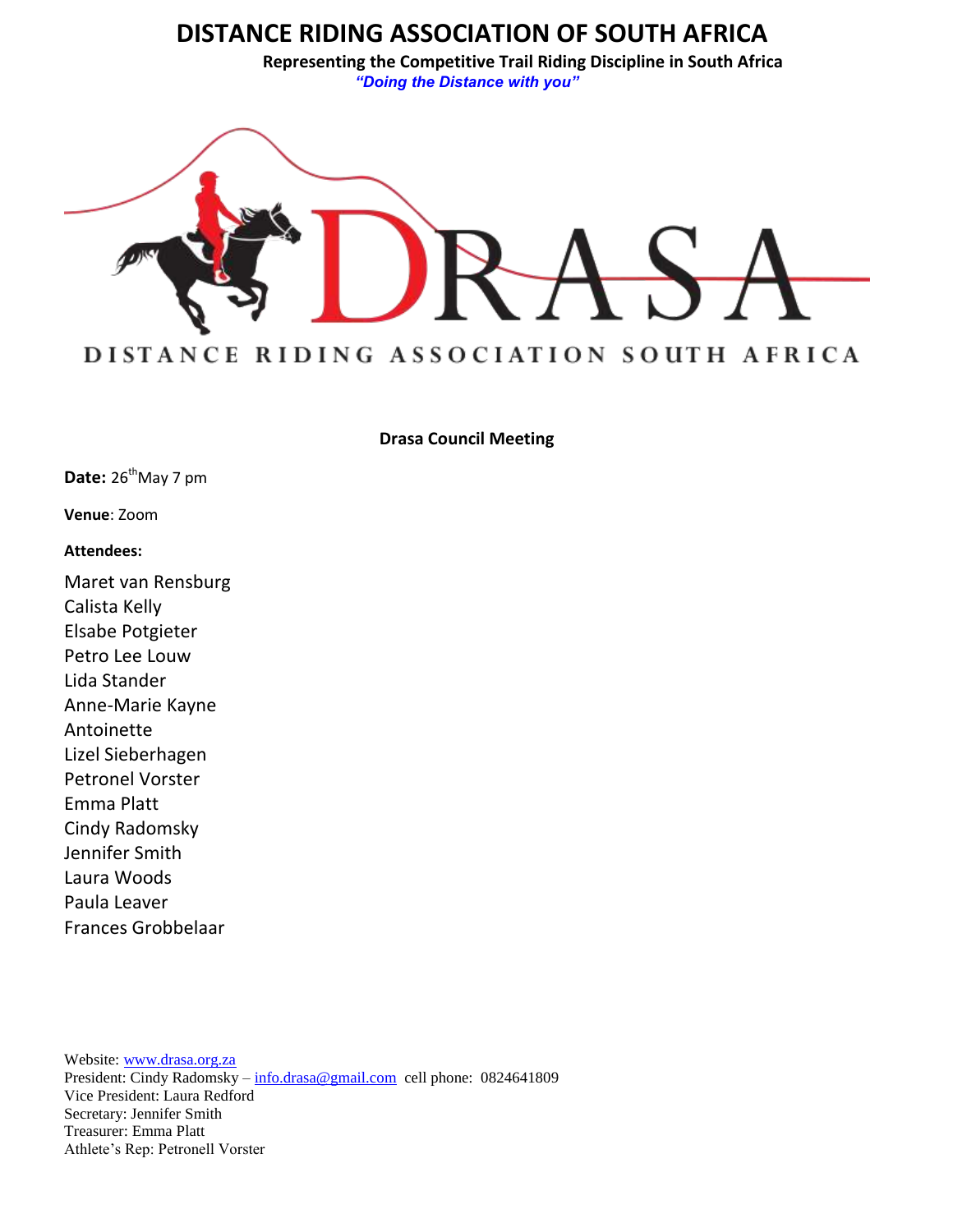# DISTANCE RIDING ASSOCIATION OF SOUTH AFRICA

**Representing the Competitive Trail Riding Discipline in South Africa**

***"Doing the Distance with you"***

DRASA

DISTANCE RIDING ASSOCIATION SOUTH AFRICA

**Drasa Council Meeting**

**Date:** 26th May 7 pm

**Venue**: Zoom

**Attendees:**

Maret van Rensburg
Calista Kelly
Elsabe Potgieter
Petro Lee Louw
Lida Stander
Anne-Marie Kayne
Antoinette
Lizel Sieberhagen
Petronel Vorster
Emma Platt
Cindy Radomsky
Jennifer Smith
Laura Woods
Paula Leaver
Frances Grobbelaar

Website: www.drasa.org.za
President: Cindy Radomsky – info.drasa@gmail.com cell phone: 0824641809
Vice President: Laura Redford
Secretary: Jennifer Smith
Treasurer: Emma Platt
Athlete's Rep: Petronell Vorster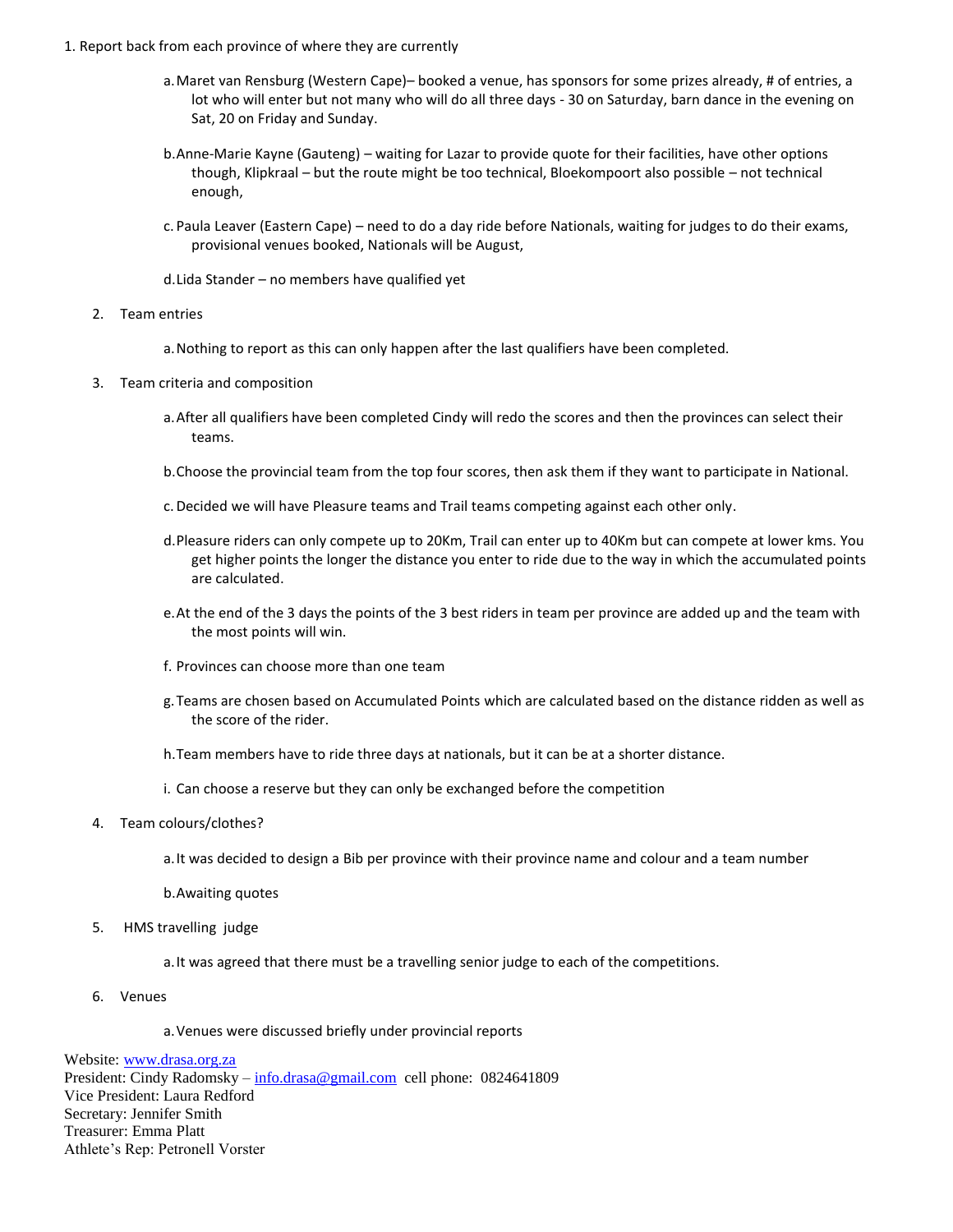1. Report back from each province of where they are currently
    a. Maret van Rensburg (Western Cape)– booked a venue, has sponsors for some prizes already, # of entries, a lot who will enter but not many who will do all three days - 30 on Saturday, barn dance in the evening on Sat, 20 on Friday and Sunday.
    b. Anne-Marie Kayne (Gauteng) – waiting for Lazar to provide quote for their facilities, have other options though, Klipkraal – but the route might be too technical, Bloekompoort also possible – not technical enough,
    c. Paula Leaver (Eastern Cape) – need to do a day ride before Nationals, waiting for judges to do their exams, provisional venues booked, Nationals will be August,
    d. Lida Stander – no members have qualified yet
2. Team entries
    a. Nothing to report as this can only happen after the last qualifiers have been completed.
3. Team criteria and composition
    a. After all qualifiers have been completed Cindy will redo the scores and then the provinces can select their teams.
    b. Choose the provincial team from the top four scores, then ask them if they want to participate in National.
    c. Decided we will have Pleasure teams and Trail teams competing against each other only.
    d. Pleasure riders can only compete up to 20Km, Trail can enter up to 40Km but can compete at lower kms. You get higher points the longer the distance you enter to ride due to the way in which the accumulated points are calculated.
    e. At the end of the 3 days the points of the 3 best riders in team per province are added up and the team with the most points will win.
    f. Provinces can choose more than one team
    g. Teams are chosen based on Accumulated Points which are calculated based on the distance ridden as well as the score of the rider.
    h. Team members have to ride three days at nationals, but it can be at a shorter distance.
    i. Can choose a reserve but they can only be exchanged before the competition
4. Team colours/clothes?
    a. It was decided to design a Bib per province with their province name and colour and a team number
    b. Awaiting quotes
5. HMS travelling judge
    a. It was agreed that there must be a travelling senior judge to each of the competitions.
6. Venues
    a. Venues were discussed briefly under provincial reports

Website: [www.drasa.org.za](http://www.drasa.org.za)
President: Cindy Radomsky – [info.drasa@gmail.com](mailto:info.drasa@gmail.com) cell phone: 0824641809
Vice President: Laura Redford
Secretary: Jennifer Smith
Treasurer: Emma Platt
Athlete's Rep: Petronell Vorster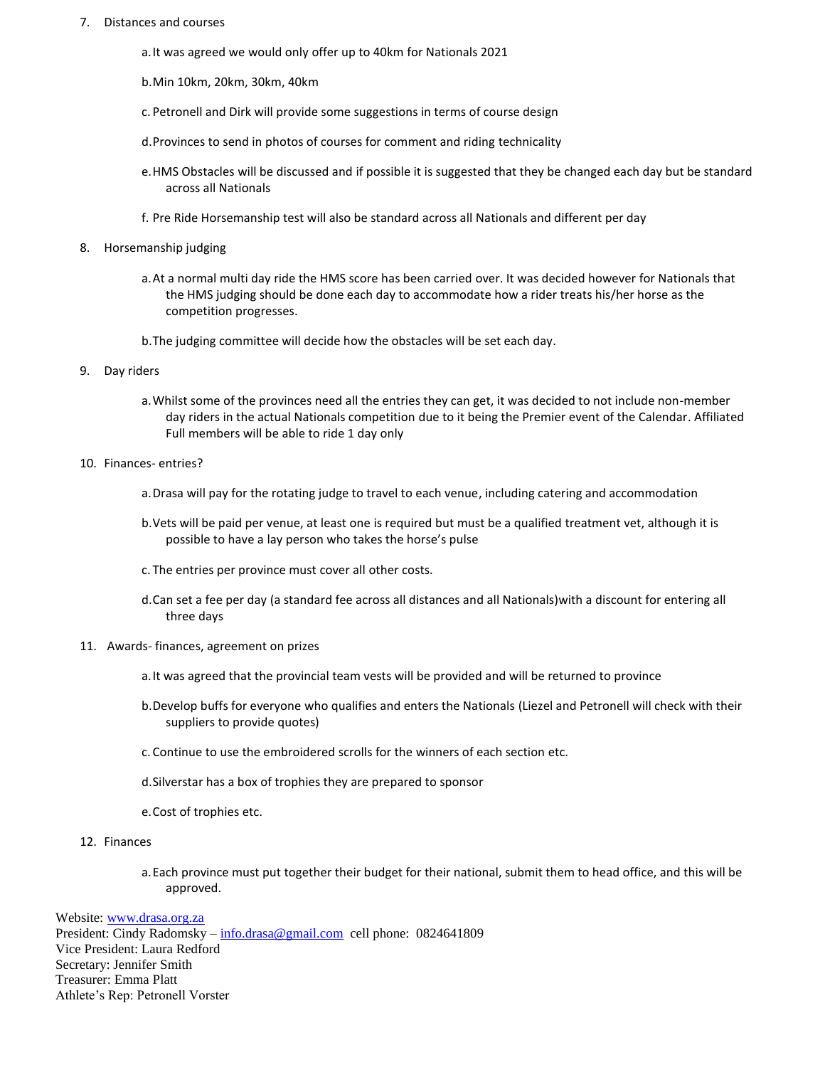7. Distances and courses

   a. It was agreed we would only offer up to 40km for Nationals 2021

   b. Min 10km, 20km, 30km, 40km

   c. Petronell and Dirk will provide some suggestions in terms of course design

   d. Provinces to send in photos of courses for comment and riding technicality

   e. HMS Obstacles will be discussed and if possible it is suggested that they be changed each day but be standard across all Nationals

   f. Pre Ride Horsemanship test will also be standard across all Nationals and different per day

8. Horsemanship judging

   a. At a normal multi day ride the HMS score has been carried over. It was decided however for Nationals that the HMS judging should be done each day to accommodate how a rider treats his/her horse as the competition progresses.

   b. The judging committee will decide how the obstacles will be set each day.

9. Day riders

   a. Whilst some of the provinces need all the entries they can get, it was decided to not include non-member day riders in the actual Nationals competition due to it being the Premier event of the Calendar. Affiliated Full members will be able to ride 1 day only

10. Finances- entries?

    a. Drasa will pay for the rotating judge to travel to each venue, including catering and accommodation

    b. Vets will be paid per venue, at least one is required but must be a qualified treatment vet, although it is possible to have a lay person who takes the horse's pulse

    c. The entries per province must cover all other costs.

    d. Can set a fee per day (a standard fee across all distances and all Nationals)with a discount for entering all three days

11. Awards- finances, agreement on prizes

    a. It was agreed that the provincial team vests will be provided and will be returned to province

    b. Develop buffs for everyone who qualifies and enters the Nationals (Liezel and Petronell will check with their suppliers to provide quotes)

    c. Continue to use the embroidered scrolls for the winners of each section etc.

    d. Silverstar has a box of trophies they are prepared to sponsor

    e. Cost of trophies etc.

12. Finances

    a. Each province must put together their budget for their national, submit them to head office, and this will be approved.

Website: www.drasa.org.za
President: Cindy Radomsky – info.drasa@gmail.com cell phone: 0824641809
Vice President: Laura Redford
Secretary: Jennifer Smith
Treasurer: Emma Platt
Athlete's Rep: Petronell Vorster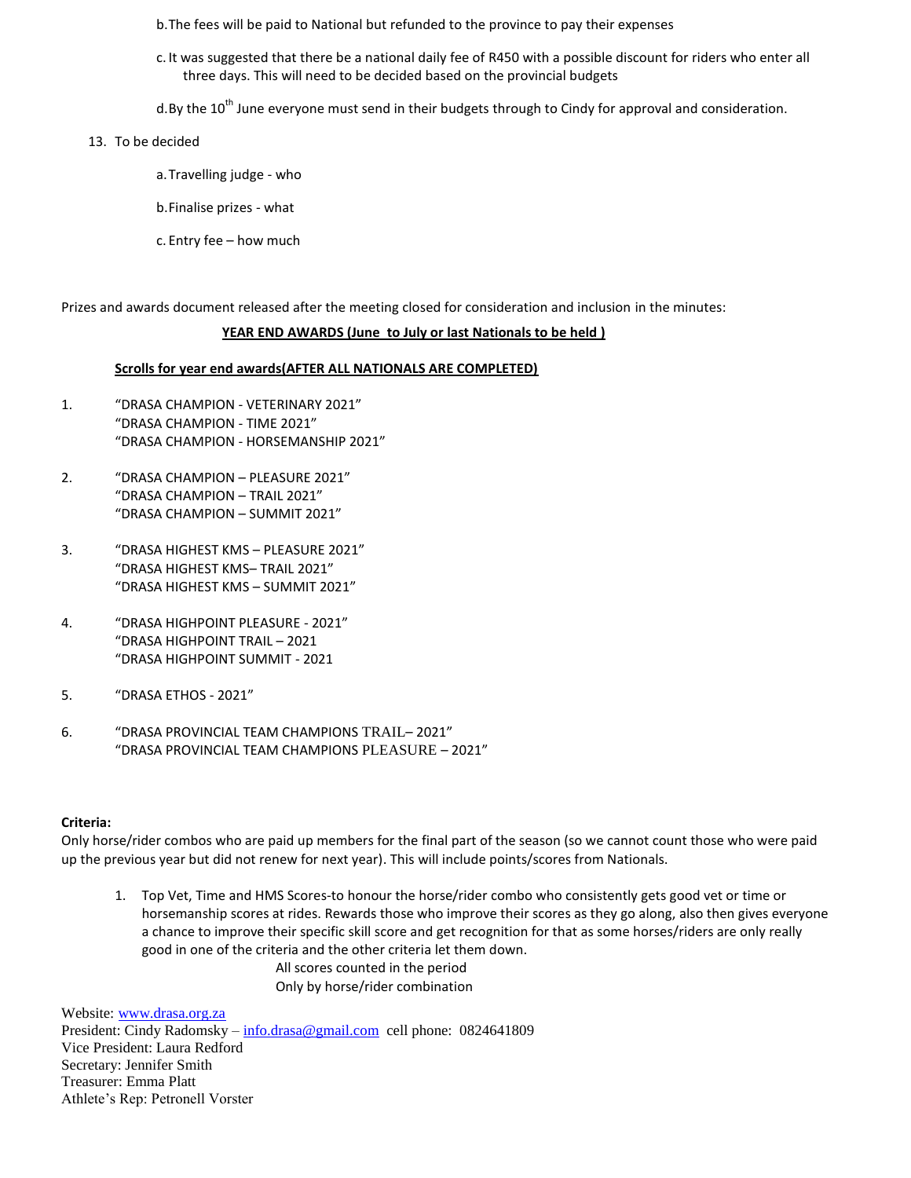b. The fees will be paid to National but refunded to the province to pay their expenses

c. It was suggested that there be a national daily fee of R450 with a possible discount for riders who enter all three days. This will need to be decided based on the provincial budgets

d. By the 10th June everyone must send in their budgets through to Cindy for approval and consideration.

13. To be decided

    a. Travelling judge - who

    b. Finalise prizes - what

    c. Entry fee – how much

Prizes and awards document released after the meeting closed for consideration and inclusion in the minutes:

**YEAR END AWARDS (June to July or last Nationals to be held )**

**Scrolls for year end awards(AFTER ALL NATIONALS ARE COMPLETED)**

1. "DRASA CHAMPION - VETERINARY 2021"
   "DRASA CHAMPION - TIME 2021"
   "DRASA CHAMPION - HORSEMANSHIP 2021"

2. "DRASA CHAMPION – PLEASURE 2021"
   "DRASA CHAMPION – TRAIL 2021"
   "DRASA CHAMPION – SUMMIT 2021"

3. "DRASA HIGHEST KMS – PLEASURE 2021"
   "DRASA HIGHEST KMS– TRAIL 2021"
   "DRASA HIGHEST KMS – SUMMIT 2021"

4. "DRASA HIGHPOINT PLEASURE - 2021"
   "DRASA HIGHPOINT TRAIL – 2021
   "DRASA HIGHPOINT SUMMIT - 2021

5. "DRASA ETHOS - 2021"

6. "DRASA PROVINCIAL TEAM CHAMPIONS TRAIL– 2021"
   "DRASA PROVINCIAL TEAM CHAMPIONS PLEASURE – 2021"

**Criteria:**

Only horse/rider combos who are paid up members for the final part of the season (so we cannot count those who were paid up the previous year but did not renew for next year). This will include points/scores from Nationals.

1. Top Vet, Time and HMS Scores-to honour the horse/rider combo who consistently gets good vet or time or horsemanship scores at rides. Rewards those who improve their scores as they go along, also then gives everyone a chance to improve their specific skill score and get recognition for that as some horses/riders are only really good in one of the criteria and the other criteria let them down.

   All scores counted in the period
   Only by horse/rider combination

Website: www.drasa.org.za
President: Cindy Radomsky – info.drasa@gmail.com cell phone: 0824641809
Vice President: Laura Redford
Secretary: Jennifer Smith
Treasurer: Emma Platt
Athlete's Rep: Petronell Vorster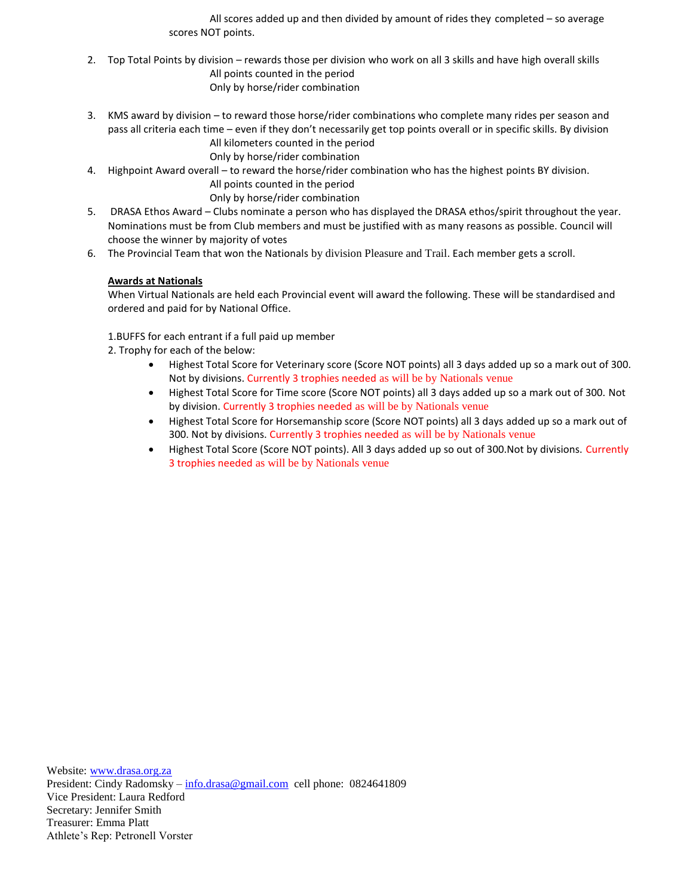All scores added up and then divided by amount of rides they completed – so average scores NOT points.

2. Top Total Points by division – rewards those per division who work on all 3 skills and have high overall skills
   All points counted in the period
   Only by horse/rider combination

3. KMS award by division – to reward those horse/rider combinations who complete many rides per season and pass all criteria each time – even if they don't necessarily get top points overall or in specific skills. By division
   All kilometers counted in the period
   Only by horse/rider combination
4. Highpoint Award overall – to reward the horse/rider combination who has the highest points BY division.
   All points counted in the period
   Only by horse/rider combination
5. DRASA Ethos Award – Clubs nominate a person who has displayed the DRASA ethos/spirit throughout the year. Nominations must be from Club members and must be justified with as many reasons as possible. Council will choose the winner by majority of votes
6. The Provincial Team that won the Nationals by division Pleasure and Trail. Each member gets a scroll.

**Awards at Nationals**

When Virtual Nationals are held each Provincial event will award the following. These will be standardised and ordered and paid for by National Office.

1.BUFFS for each entrant if a full paid up member
2. Trophy for each of the below:

- Highest Total Score for Veterinary score (Score NOT points) all 3 days added up so a mark out of 300. Not by divisions. Currently 3 trophies needed as will be by Nationals venue
- Highest Total Score for Time score (Score NOT points) all 3 days added up so a mark out of 300. Not by division. Currently 3 trophies needed as will be by Nationals venue
- Highest Total Score for Horsemanship score (Score NOT points) all 3 days added up so a mark out of 300. Not by divisions. Currently 3 trophies needed as will be by Nationals venue
- Highest Total Score (Score NOT points). All 3 days added up so out of 300.Not by divisions. Currently 3 trophies needed as will be by Nationals venue

Website: www.drasa.org.za
President: Cindy Radomsky – info.drasa@gmail.com cell phone: 0824641809
Vice President: Laura Redford
Secretary: Jennifer Smith
Treasurer: Emma Platt
Athlete's Rep: Petronell Vorster